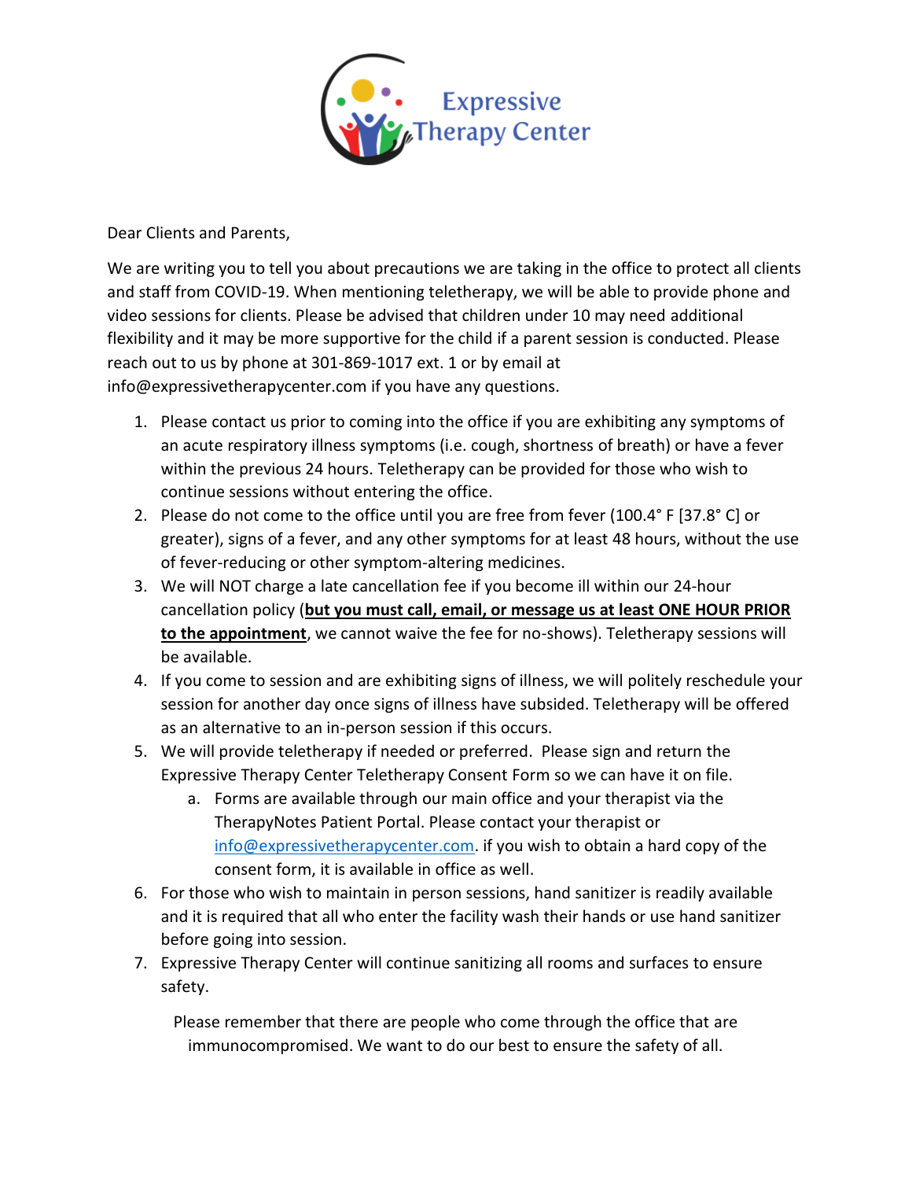Expressive Therapy Center

Dear Clients and Parents,

We are writing you to tell you about precautions we are taking in the office to protect all clients and staff from COVID-19. When mentioning teletherapy, we will be able to provide phone and video sessions for clients. Please be advised that children under 10 may need additional flexibility and it may be more supportive for the child if a parent session is conducted. Please reach out to us by phone at 301-869-1017 ext. 1 or by email at info@expressivetherapycenter.com if you have any questions.

1. Please contact us prior to coming into the office if you are exhibiting any symptoms of an acute respiratory illness symptoms (i.e. cough, shortness of breath) or have a fever within the previous 24 hours. Teletherapy can be provided for those who wish to continue sessions without entering the office.
2. Please do not come to the office until you are free from fever (100.4° F [37.8° C] or greater), signs of a fever, and any other symptoms for at least 48 hours, without the use of fever-reducing or other symptom-altering medicines.
3. We will NOT charge a late cancellation fee if you become ill within our 24-hour cancellation policy (**but you must call, email, or message us at least ONE HOUR PRIOR to the appointment**, we cannot waive the fee for no-shows). Teletherapy sessions will be available.
4. If you come to session and are exhibiting signs of illness, we will politely reschedule your session for another day once signs of illness have subsided. Teletherapy will be offered as an alternative to an in-person session if this occurs.
5. We will provide teletherapy if needed or preferred. Please sign and return the Expressive Therapy Center Teletherapy Consent Form so we can have it on file.
   a. Forms are available through our main office and your therapist via the TherapyNotes Patient Portal. Please contact your therapist or info@expressivetherapycenter.com. if you wish to obtain a hard copy of the consent form, it is available in office as well.
6. For those who wish to maintain in person sessions, hand sanitizer is readily available and it is required that all who enter the facility wash their hands or use hand sanitizer before going into session.
7. Expressive Therapy Center will continue sanitizing all rooms and surfaces to ensure safety.

Please remember that there are people who come through the office that are immunocompromised. We want to do our best to ensure the safety of all.